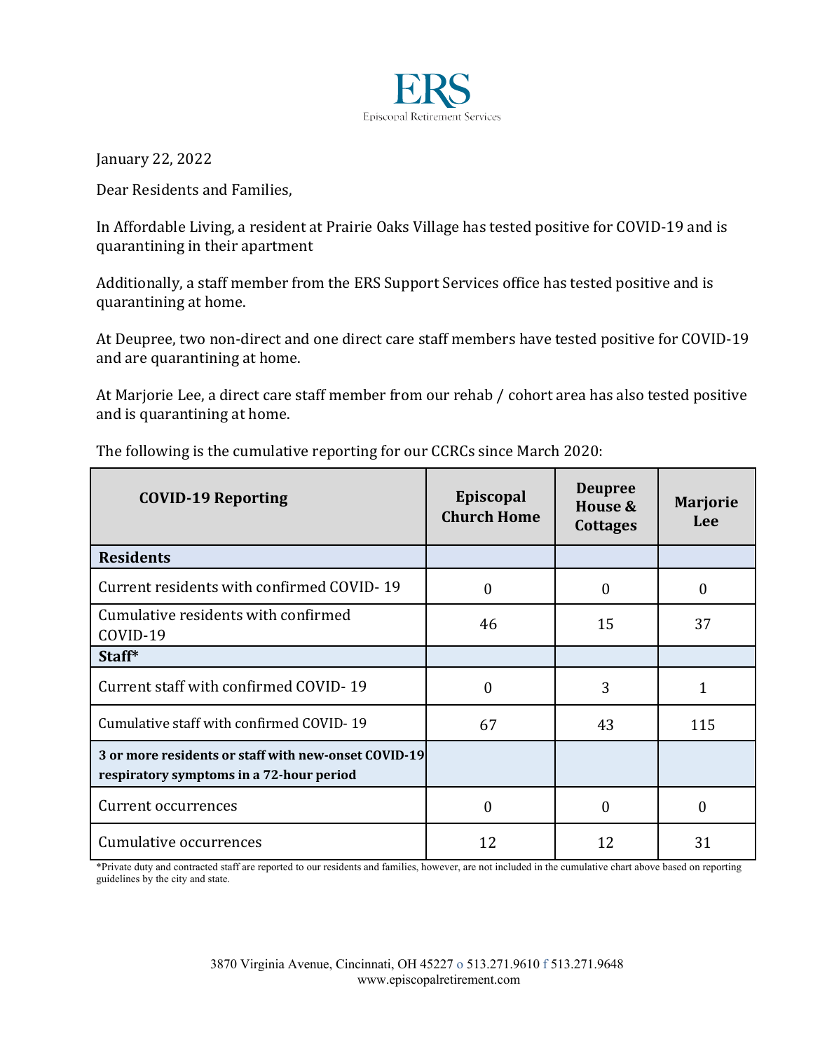ERS

Episcopal Retirement Services

January 22, 2022

Dear Residents and Families,

In Affordable Living, a resident at Prairie Oaks Village has tested positive for COVID-19 and is quarantining in their apartment

Additionally, a staff member from the ERS Support Services office has tested positive and is quarantining at home.

At Deupree, two non-direct and one direct care staff members have tested positive for COVID-19 and are quarantining at home.

At Marjorie Lee, a direct care staff member from our rehab / cohort area has also tested positive and is quarantining at home.

The following is the cumulative reporting for our CCRCs since March 2020:

| **COVID-19 Reporting** | **Episcopal Church Home** | **Deupree House & Cottages** | **Marjorie Lee** |
|---|---|---|---|
| **Residents** | | | |
| Current residents with confirmed COVID- 19 | 0 | 0 | 0 |
| Cumulative residents with confirmed COVID-19 | 46 | 15 | 37 |
| **Staff*** | | | |
| Current staff with confirmed COVID- 19 | 0 | 3 | 1 |
| Cumulative staff with confirmed COVID- 19 | 67 | 43 | 115 |
| **3 or more residents or staff with new-onset COVID-19 respiratory symptoms in a 72-hour period** | | | |
| Current occurrences | 0 | 0 | 0 |
| Cumulative occurrences | 12 | 12 | 31 |

*Private duty and contracted staff are reported to our residents and families, however, are not included in the cumulative chart above based on reporting guidelines by the city and state.

3870 Virginia Avenue, Cincinnati, OH 45227 o 513.271.9610 f 513.271.9648
www.episcopalretirement.com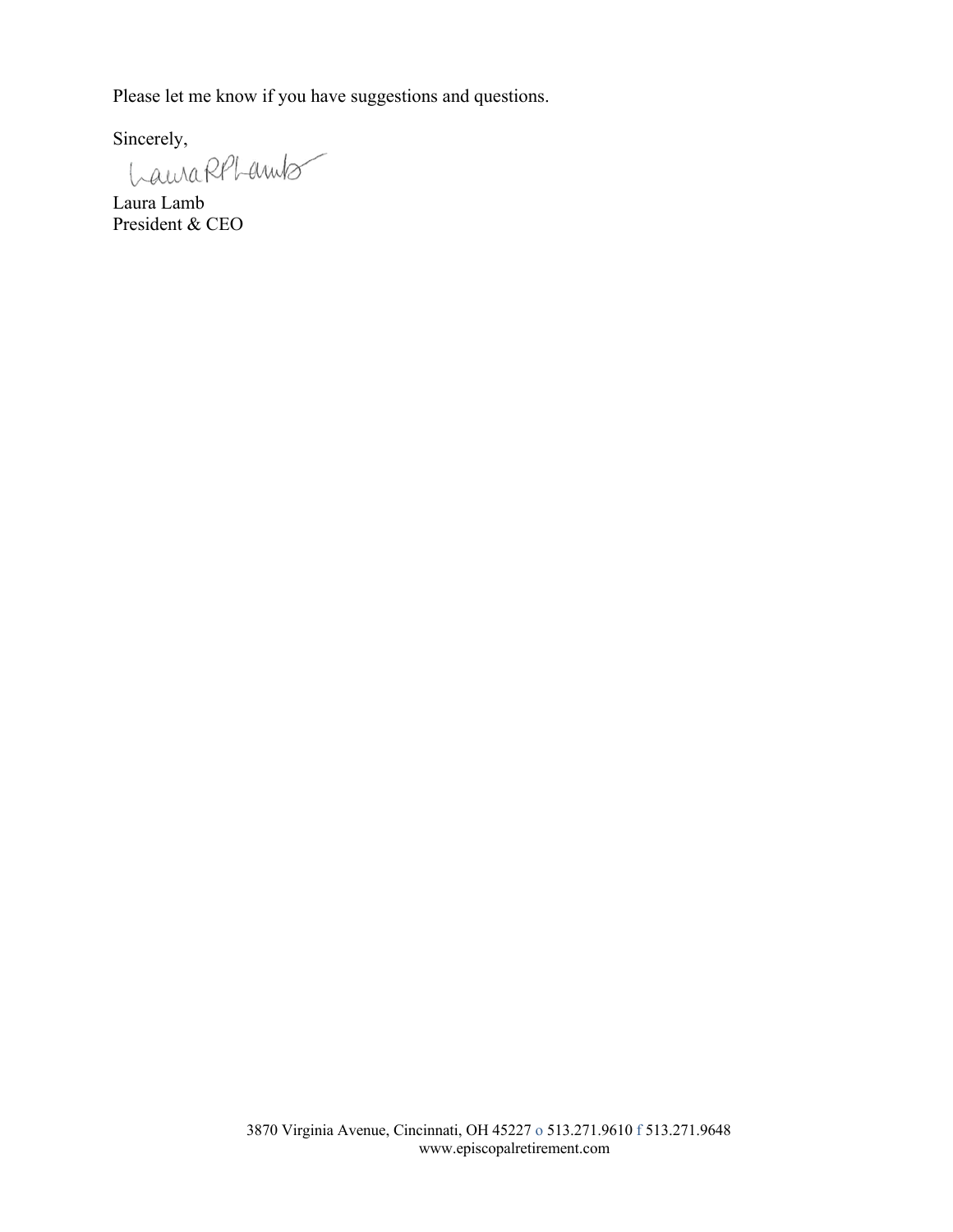Please let me know if you have suggestions and questions.

Sincerely,

Laura R P Lamb

Laura Lamb
President & CEO

3870 Virginia Avenue, Cincinnati, OH 45227 o 513.271.9610 f 513.271.9648
www.episcopalretirement.com